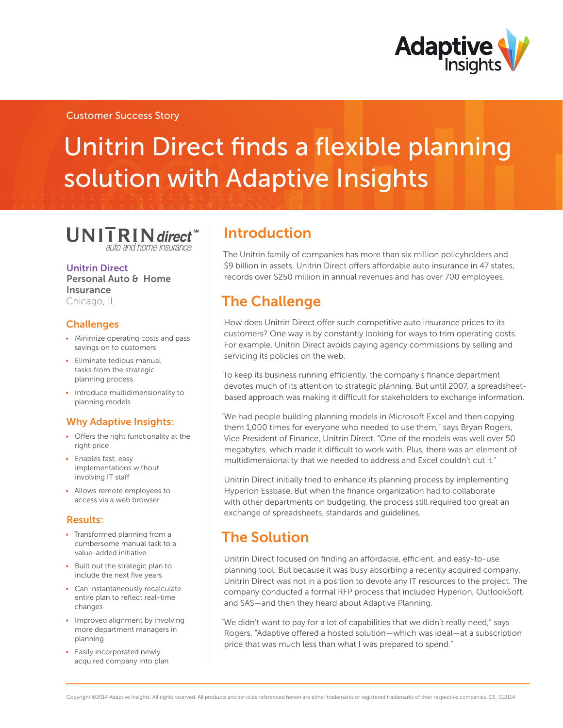Customer Success Story

# Unitrin Direct finds a flexible planning solution with Adaptive Insights

**Unitrin Direct**
**Personal Auto & Home Insurance**
Chicago, IL

### Challenges

- Minimize operating costs and pass savings on to customers
- Eliminate tedious manual tasks from the strategic planning process
- Introduce multidimensionality to planning models

### Why Adaptive Insights:

- Offers the right functionality at the right price
- Enables fast, easy implementations without involving IT staff
- Allows remote employees to access via a web browser

### Results:

- Transformed planning from a cumbersome manual task to a value-added initiative
- Built out the strategic plan to include the next five years
- Can instantaneously recalculate entire plan to reflect real-time changes
- Improved alignment by involving more department managers in planning
- Easily incorporated newly acquired company into plan

## Introduction

The Unitrin family of companies has more than six million policyholders and $9 billion in assets. Unitrin Direct offers affordable auto insurance in 47 states, records over $250 million in annual revenues and has over 700 employees.

## The Challenge

How does Unitrin Direct offer such competitive auto insurance prices to its customers? One way is by constantly looking for ways to trim operating costs. For example, Unitrin Direct avoids paying agency commissions by selling and servicing its policies on the web.

To keep its business running efficiently, the company's finance department devotes much of its attention to strategic planning. But until 2007, a spreadsheet-based approach was making it difficult for stakeholders to exchange information.

"We had people building planning models in Microsoft Excel and then copying them 1,000 times for everyone who needed to use them," says Bryan Rogers, Vice President of Finance, Unitrin Direct. "One of the models was well over 50 megabytes, which made it difficult to work with. Plus, there was an element of multidimensionality that we needed to address and Excel couldn't cut it."

Unitrin Direct initially tried to enhance its planning process by implementing Hyperion Essbase. But when the finance organization had to collaborate with other departments on budgeting, the process still required too great an exchange of spreadsheets, standards and guidelines.

## The Solution

Unitrin Direct focused on finding an affordable, efficient, and easy-to-use planning tool. But because it was busy absorbing a recently acquired company, Unitrin Direct was not in a position to devote any IT resources to the project. The company conducted a formal RFP process that included Hyperion, OutlookSoft, and SAS—and then they heard about Adaptive Planning.

"We didn't want to pay for a lot of capabilities that we didn't really need," says Rogers. "Adaptive offered a hosted solution—which was ideal—at a subscription price that was much less than what I was prepared to spend."

Copyright ©2014 Adaptive Insights. All rights reserved. All products and services referenced herein are either trademarks or registered trademarks of their respective companies. CS_012114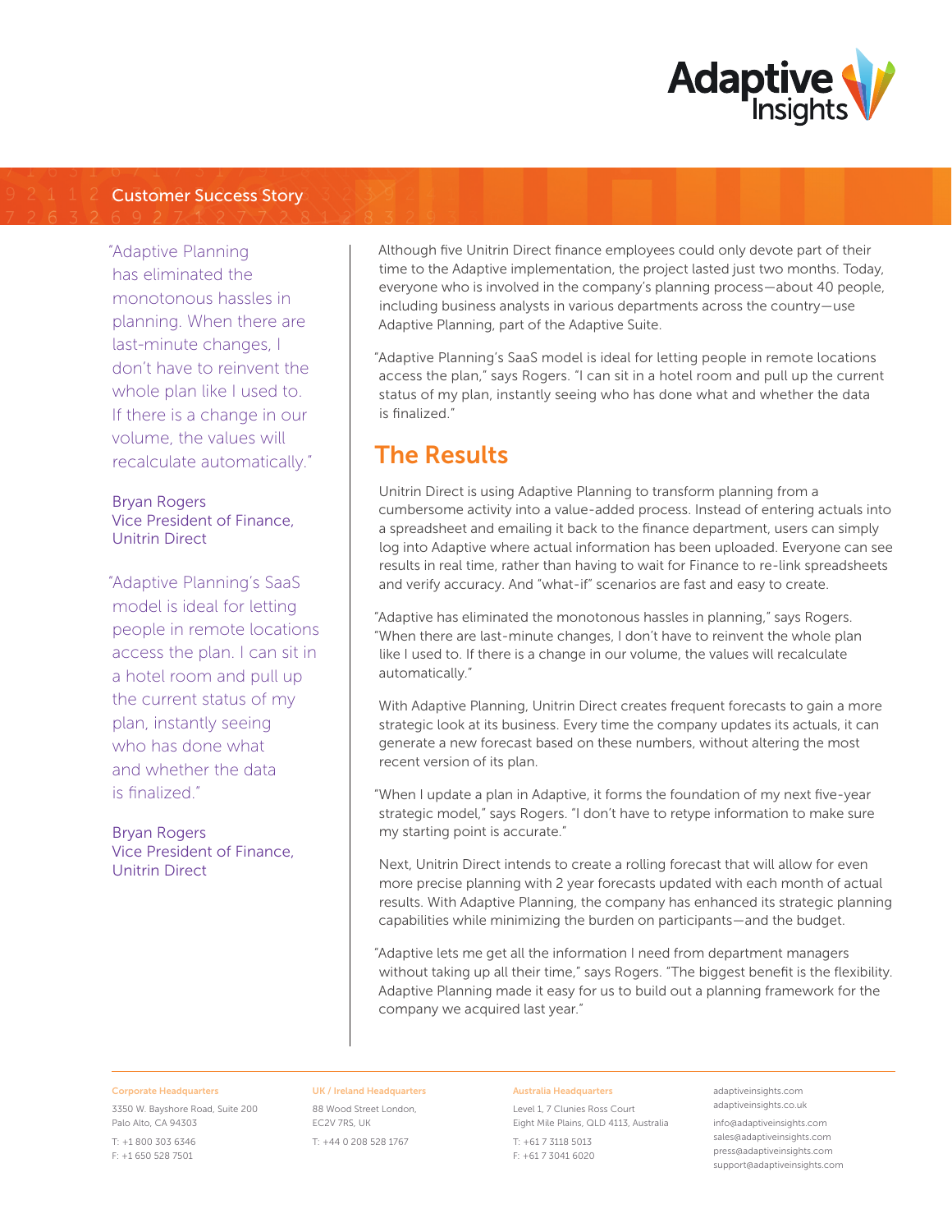Customer Success Story

"Adaptive Planning has eliminated the monotonous hassles in planning. When there are last-minute changes, I don't have to reinvent the whole plan like I used to. If there is a change in our volume, the values will recalculate automatically."

Bryan Rogers
Vice President of Finance,
Unitrin Direct

"Adaptive Planning's SaaS model is ideal for letting people in remote locations access the plan. I can sit in a hotel room and pull up the current status of my plan, instantly seeing who has done what and whether the data is finalized."

Bryan Rogers
Vice President of Finance,
Unitrin Direct

Although five Unitrin Direct finance employees could only devote part of their time to the Adaptive implementation, the project lasted just two months. Today, everyone who is involved in the company's planning process—about 40 people, including business analysts in various departments across the country—use Adaptive Planning, part of the Adaptive Suite.

"Adaptive Planning's SaaS model is ideal for letting people in remote locations access the plan," says Rogers. "I can sit in a hotel room and pull up the current status of my plan, instantly seeing who has done what and whether the data is finalized."

## The Results

Unitrin Direct is using Adaptive Planning to transform planning from a cumbersome activity into a value-added process. Instead of entering actuals into a spreadsheet and emailing it back to the finance department, users can simply log into Adaptive where actual information has been uploaded. Everyone can see results in real time, rather than having to wait for Finance to re-link spreadsheets and verify accuracy. And "what-if" scenarios are fast and easy to create.

"Adaptive has eliminated the monotonous hassles in planning," says Rogers. "When there are last-minute changes, I don't have to reinvent the whole plan like I used to. If there is a change in our volume, the values will recalculate automatically."

With Adaptive Planning, Unitrin Direct creates frequent forecasts to gain a more strategic look at its business. Every time the company updates its actuals, it can generate a new forecast based on these numbers, without altering the most recent version of its plan.

"When I update a plan in Adaptive, it forms the foundation of my next five-year strategic model," says Rogers. "I don't have to retype information to make sure my starting point is accurate."

Next, Unitrin Direct intends to create a rolling forecast that will allow for even more precise planning with 2 year forecasts updated with each month of actual results. With Adaptive Planning, the company has enhanced its strategic planning capabilities while minimizing the burden on participants—and the budget.

"Adaptive lets me get all the information I need from department managers without taking up all their time," says Rogers. "The biggest benefit is the flexibility. Adaptive Planning made it easy for us to build out a planning framework for the company we acquired last year."

**Corporate Headquarters**
3350 W. Bayshore Road, Suite 200
Palo Alto, CA 94303
T: +1 800 303 6346
F: +1 650 528 7501

**UK / Ireland Headquarters**
88 Wood Street London,
EC2V 7RS, UK
T: +44 0 208 528 1767

**Australia Headquarters**
Level 1, 7 Clunies Ross Court
Eight Mile Plains, QLD 4113, Australia
T: +61 7 3118 5013
F: +61 7 3041 6020

adaptiveinsights.com
adaptiveinsights.co.uk
info@adaptiveinsights.com
sales@adaptiveinsights.com
press@adaptiveinsights.com
support@adaptiveinsights.com